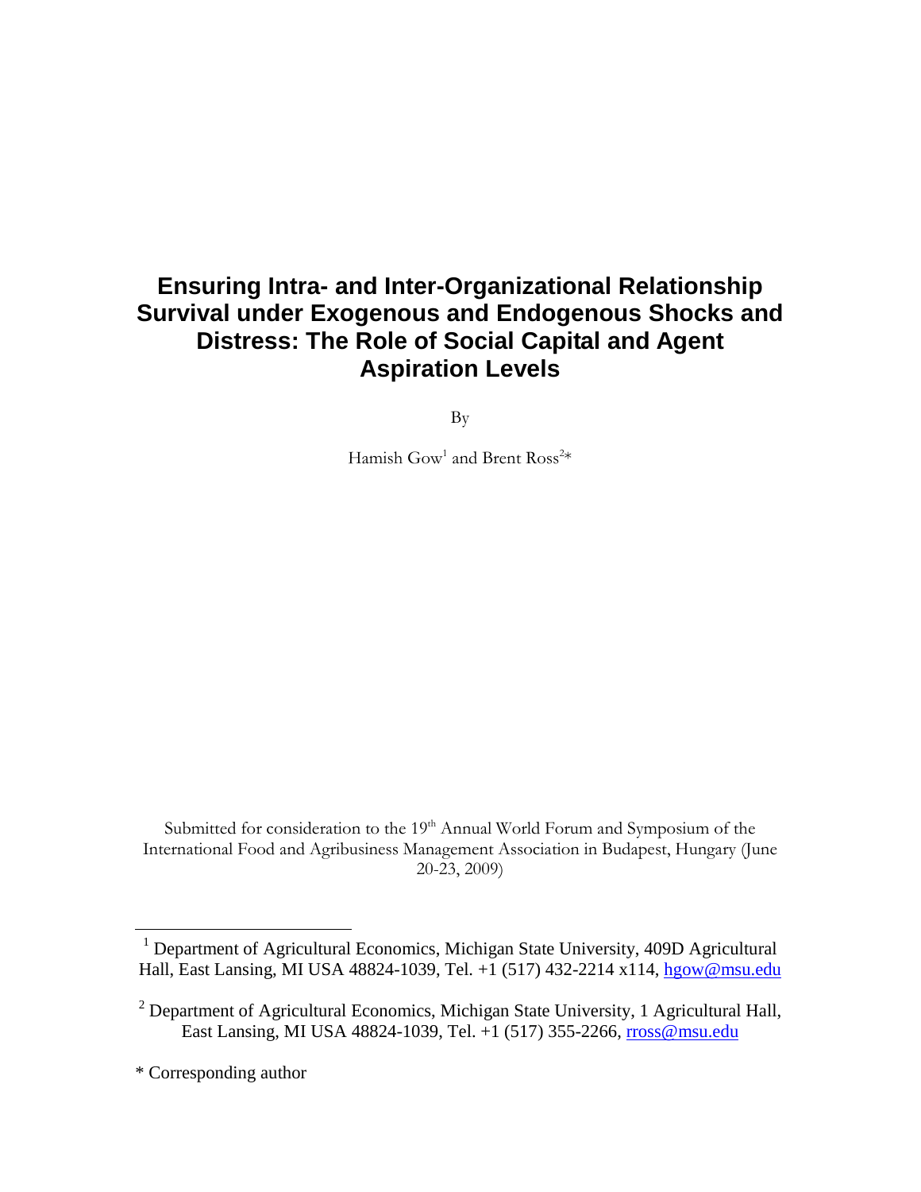# Ensuring Intra- and Inter-Organizational Relationship Survival under Exogenous and Endogenous Shocks and Distress: The Role of Social Capital and Agent Aspiration Levels

By

Hamish Gow[1] and Brent Ross[2]*

Submitted for consideration to the 19th Annual World Forum and Symposium of the International Food and Agribusiness Management Association in Budapest, Hungary (June 20-23, 2009)

[1] Department of Agricultural Economics, Michigan State University, 409D Agricultural Hall, East Lansing, MI USA 48824-1039, Tel. +1 (517) 432-2214 x114, hgow@msu.edu

[2] Department of Agricultural Economics, Michigan State University, 1 Agricultural Hall, East Lansing, MI USA 48824-1039, Tel. +1 (517) 355-2266, rross@msu.edu

* Corresponding author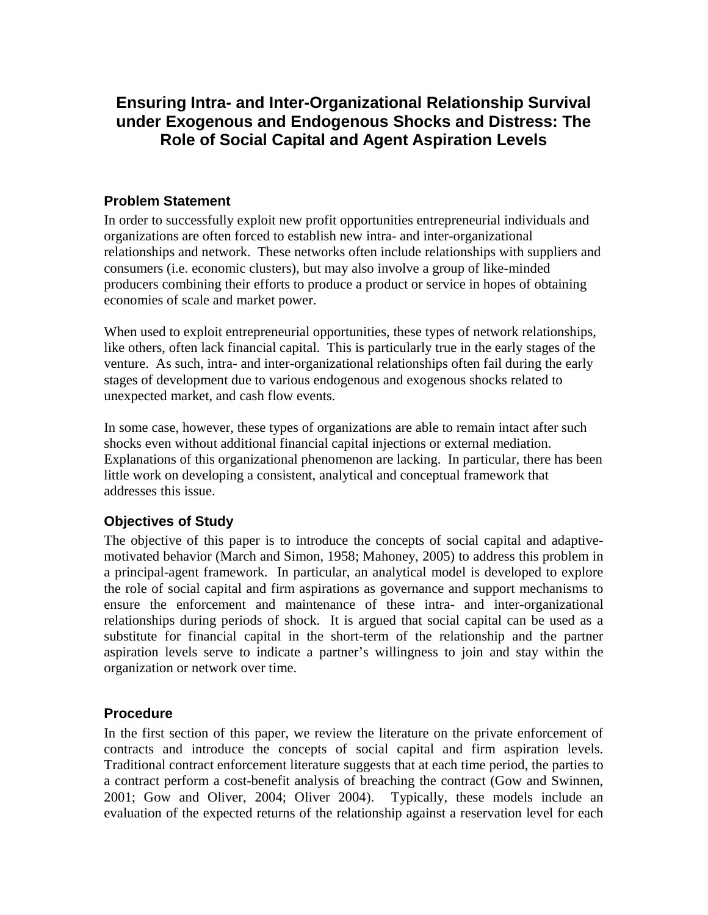# Ensuring Intra- and Inter-Organizational Relationship Survival under Exogenous and Endogenous Shocks and Distress: The Role of Social Capital and Agent Aspiration Levels

## Problem Statement

In order to successfully exploit new profit opportunities entrepreneurial individuals and organizations are often forced to establish new intra- and inter-organizational relationships and network. These networks often include relationships with suppliers and consumers (i.e. economic clusters), but may also involve a group of like-minded producers combining their efforts to produce a product or service in hopes of obtaining economies of scale and market power.

When used to exploit entrepreneurial opportunities, these types of network relationships, like others, often lack financial capital. This is particularly true in the early stages of the venture. As such, intra- and inter-organizational relationships often fail during the early stages of development due to various endogenous and exogenous shocks related to unexpected market, and cash flow events.

In some case, however, these types of organizations are able to remain intact after such shocks even without additional financial capital injections or external mediation. Explanations of this organizational phenomenon are lacking. In particular, there has been little work on developing a consistent, analytical and conceptual framework that addresses this issue.

## Objectives of Study

The objective of this paper is to introduce the concepts of social capital and adaptive-motivated behavior (March and Simon, 1958; Mahoney, 2005) to address this problem in a principal-agent framework. In particular, an analytical model is developed to explore the role of social capital and firm aspirations as governance and support mechanisms to ensure the enforcement and maintenance of these intra- and inter-organizational relationships during periods of shock. It is argued that social capital can be used as a substitute for financial capital in the short-term of the relationship and the partner aspiration levels serve to indicate a partner's willingness to join and stay within the organization or network over time.

## Procedure

In the first section of this paper, we review the literature on the private enforcement of contracts and introduce the concepts of social capital and firm aspiration levels. Traditional contract enforcement literature suggests that at each time period, the parties to a contract perform a cost-benefit analysis of breaching the contract (Gow and Swinnen, 2001; Gow and Oliver, 2004; Oliver 2004). Typically, these models include an evaluation of the expected returns of the relationship against a reservation level for each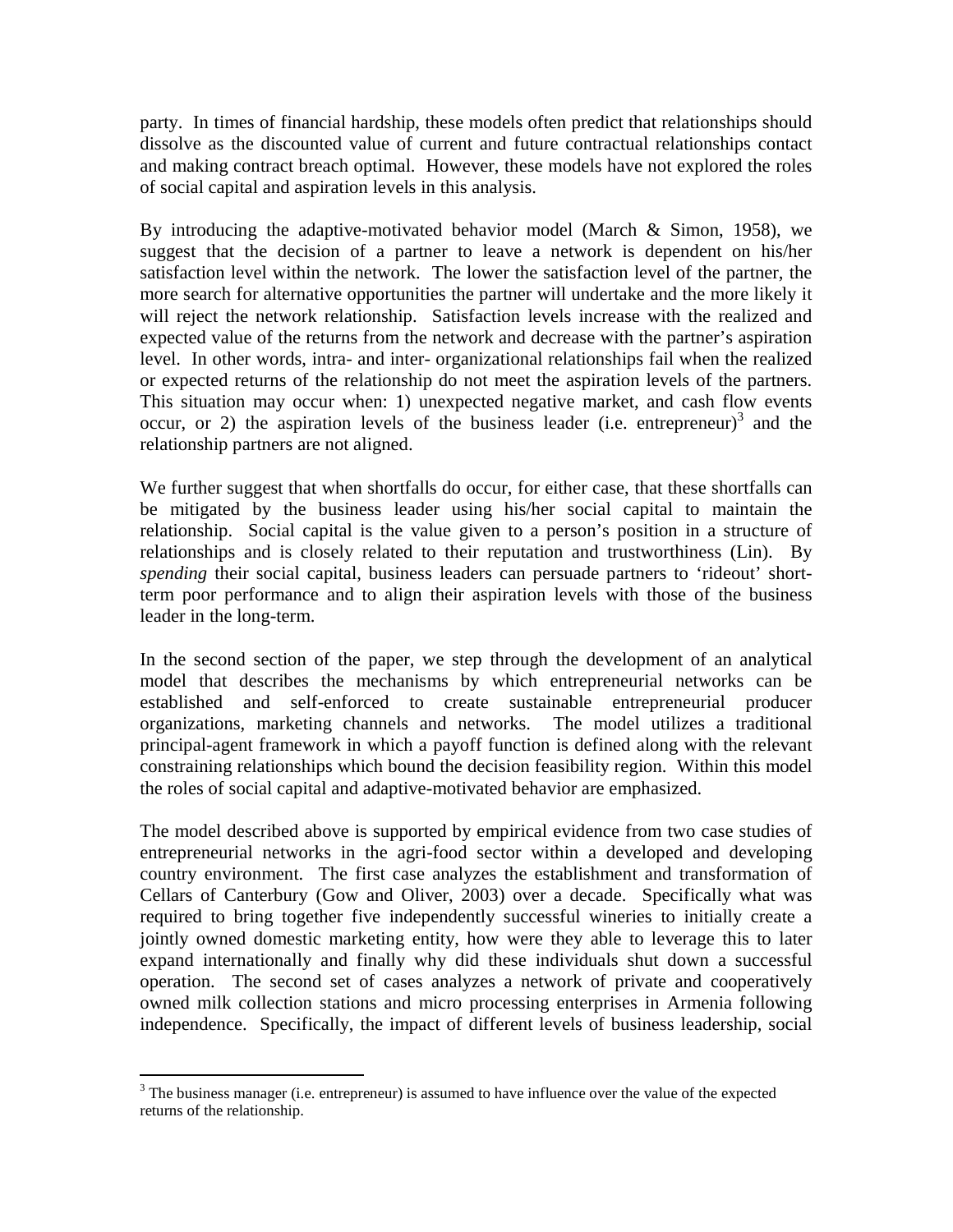party. In times of financial hardship, these models often predict that relationships should dissolve as the discounted value of current and future contractual relationships contact and making contract breach optimal. However, these models have not explored the roles of social capital and aspiration levels in this analysis.

By introducing the adaptive-motivated behavior model (March & Simon, 1958), we suggest that the decision of a partner to leave a network is dependent on his/her satisfaction level within the network. The lower the satisfaction level of the partner, the more search for alternative opportunities the partner will undertake and the more likely it will reject the network relationship. Satisfaction levels increase with the realized and expected value of the returns from the network and decrease with the partner's aspiration level. In other words, intra- and inter- organizational relationships fail when the realized or expected returns of the relationship do not meet the aspiration levels of the partners. This situation may occur when: 1) unexpected negative market, and cash flow events occur, or 2) the aspiration levels of the business leader (i.e. entrepreneur)[3] and the relationship partners are not aligned.

We further suggest that when shortfalls do occur, for either case, that these shortfalls can be mitigated by the business leader using his/her social capital to maintain the relationship. Social capital is the value given to a person's position in a structure of relationships and is closely related to their reputation and trustworthiness (Lin). By *spending* their social capital, business leaders can persuade partners to 'rideout' short-term poor performance and to align their aspiration levels with those of the business leader in the long-term.

In the second section of the paper, we step through the development of an analytical model that describes the mechanisms by which entrepreneurial networks can be established and self-enforced to create sustainable entrepreneurial producer organizations, marketing channels and networks. The model utilizes a traditional principal-agent framework in which a payoff function is defined along with the relevant constraining relationships which bound the decision feasibility region. Within this model the roles of social capital and adaptive-motivated behavior are emphasized.

The model described above is supported by empirical evidence from two case studies of entrepreneurial networks in the agri-food sector within a developed and developing country environment. The first case analyzes the establishment and transformation of Cellars of Canterbury (Gow and Oliver, 2003) over a decade. Specifically what was required to bring together five independently successful wineries to initially create a jointly owned domestic marketing entity, how were they able to leverage this to later expand internationally and finally why did these individuals shut down a successful operation. The second set of cases analyzes a network of private and cooperatively owned milk collection stations and micro processing enterprises in Armenia following independence. Specifically, the impact of different levels of business leadership, social

[3] The business manager (i.e. entrepreneur) is assumed to have influence over the value of the expected returns of the relationship.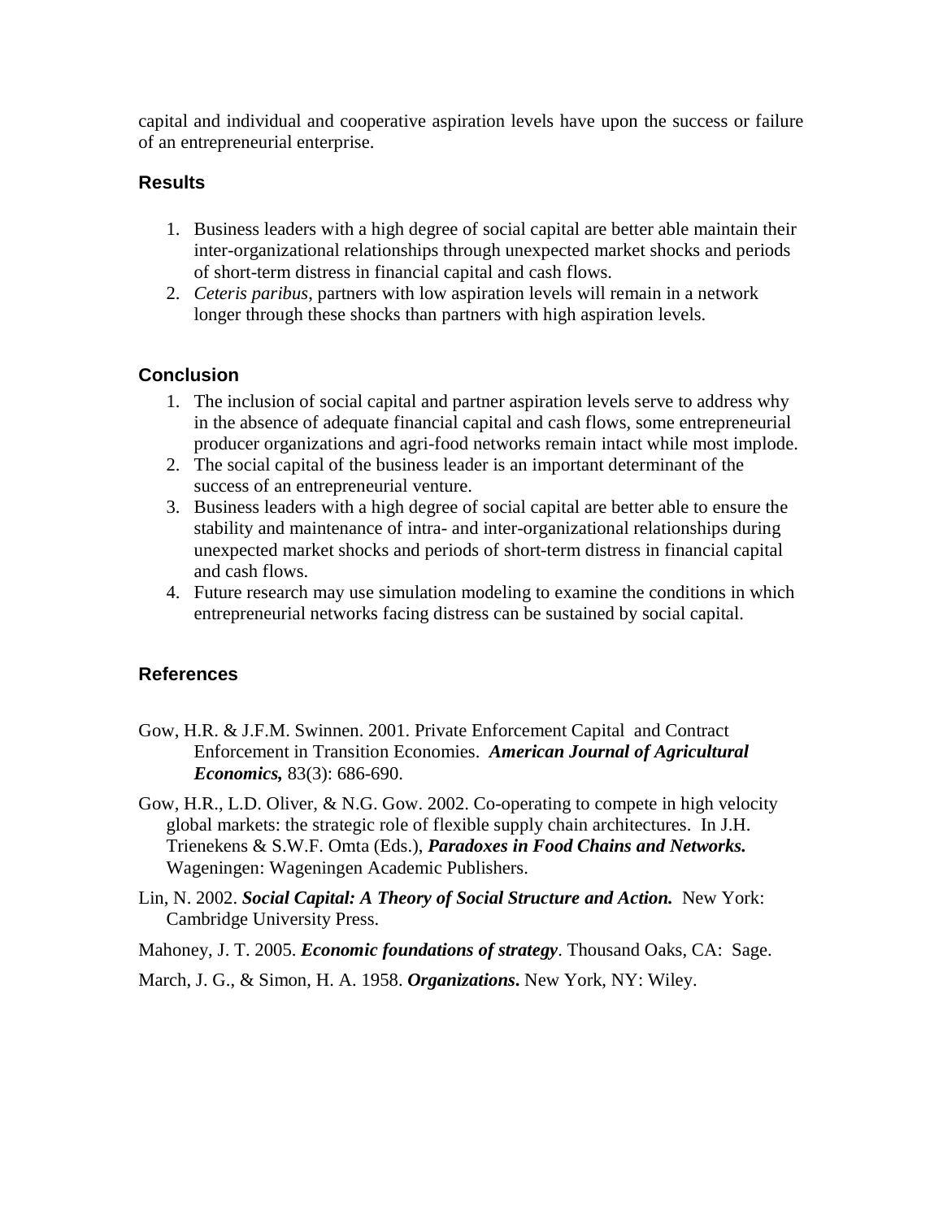capital and individual and cooperative aspiration levels have upon the success or failure of an entrepreneurial enterprise.

## Results

1. Business leaders with a high degree of social capital are better able maintain their inter-organizational relationships through unexpected market shocks and periods of short-term distress in financial capital and cash flows.
2. *Ceteris paribus*, partners with low aspiration levels will remain in a network longer through these shocks than partners with high aspiration levels.

## Conclusion

1. The inclusion of social capital and partner aspiration levels serve to address why in the absence of adequate financial capital and cash flows, some entrepreneurial producer organizations and agri-food networks remain intact while most implode.
2. The social capital of the business leader is an important determinant of the success of an entrepreneurial venture.
3. Business leaders with a high degree of social capital are better able to ensure the stability and maintenance of intra- and inter-organizational relationships during unexpected market shocks and periods of short-term distress in financial capital and cash flows.
4. Future research may use simulation modeling to examine the conditions in which entrepreneurial networks facing distress can be sustained by social capital.

## References

Gow, H.R. & J.F.M. Swinnen. 2001. Private Enforcement Capital and Contract Enforcement in Transition Economies. ***American Journal of Agricultural Economics,*** 83(3): 686-690.

Gow, H.R., L.D. Oliver, & N.G. Gow. 2002. Co-operating to compete in high velocity global markets: the strategic role of flexible supply chain architectures. In J.H. Trienekens & S.W.F. Omta (Eds.), ***Paradoxes in Food Chains and Networks.*** Wageningen: Wageningen Academic Publishers.

Lin, N. 2002. ***Social Capital: A Theory of Social Structure and Action.*** New York: Cambridge University Press.

Mahoney, J. T. 2005. ***Economic foundations of strategy***. Thousand Oaks, CA: Sage.

March, J. G., & Simon, H. A. 1958. ***Organizations.*** New York, NY: Wiley.